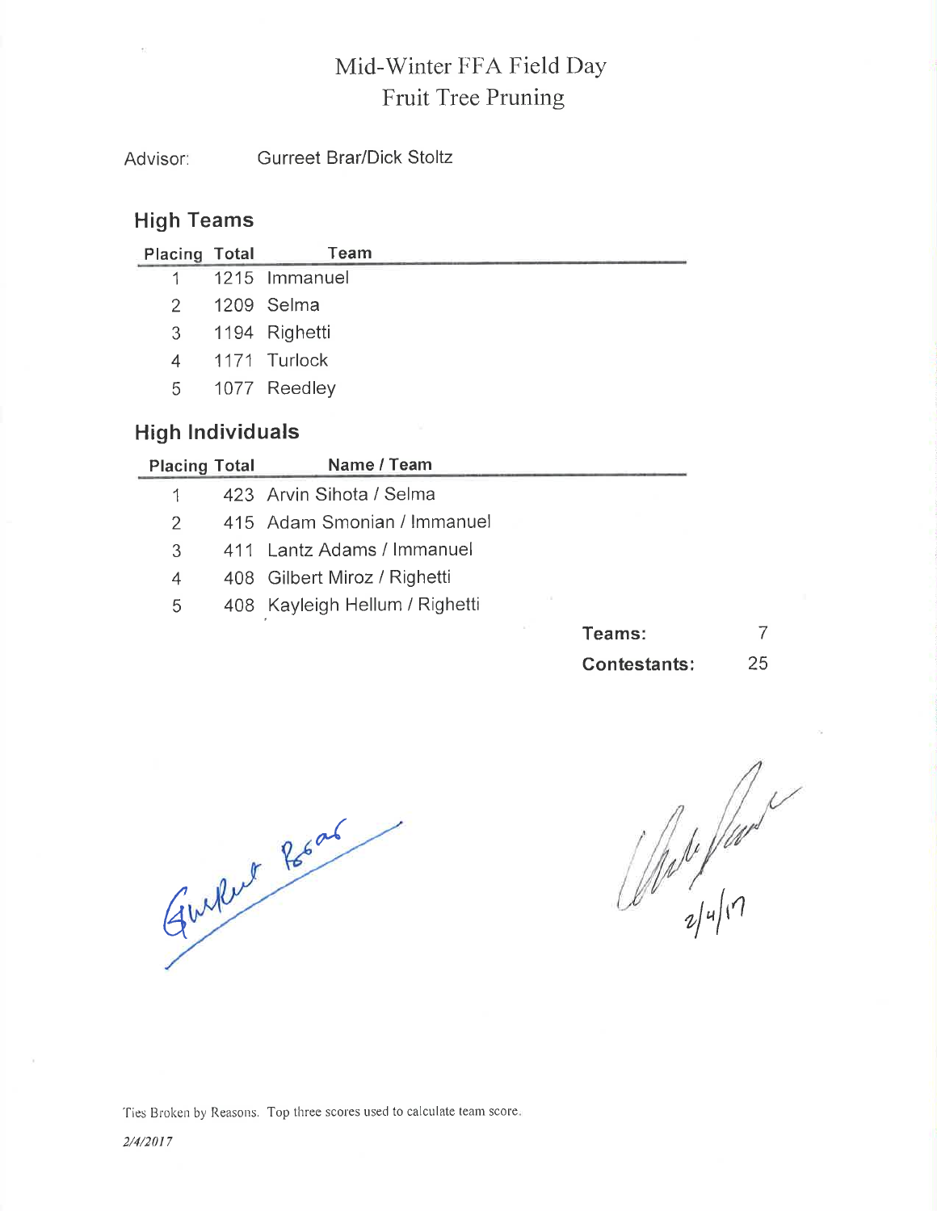# Mid-Winter FFA Field Day
## Fruit Tree Pruning

Advisor: Gurreet Brar/Dick Stoltz

### High Teams

| Placing | Total | Team |
|---|---|---|
| 1 | 1215 | Immanuel |
| 2 | 1209 | Selma |
| 3 | 1194 | Righetti |
| 4 | 1171 | Turlock |
| 5 | 1077 | Reedley |

### High Individuals

| Placing | Total | Name / Team |
|---|---|---|
| 1 | 423 | Arvin Sihota / Selma |
| 2 | 415 | Adam Smonian / Immanuel |
| 3 | 411 | Lantz Adams / Immanuel |
| 4 | 408 | Gilbert Miroz / Righetti |
| 5 | 408 | Kayleigh Hellum / Righetti |

**Teams:** 7

**Contestants:** 25

2/4/17

Ties Broken by Reasons. Top three scores used to calculate team score.

*2/4/2017*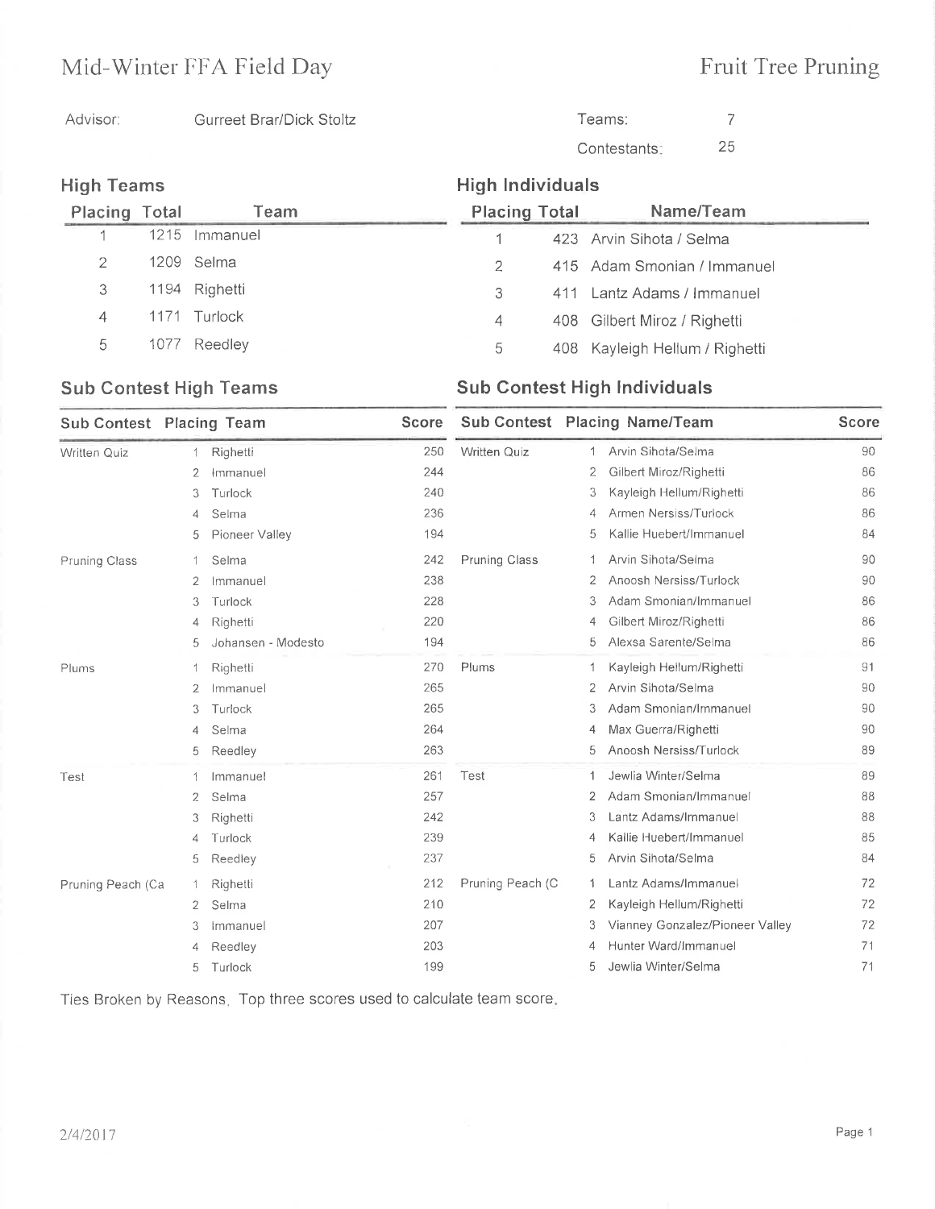# Mid-Winter FFA Field Day

# Fruit Tree Pruning

Advisor: Gurreet Brar/Dick Stoltz

Teams: 7

Contestants: 25

## High Teams

| Placing | Total | Team |
|---|---|---|
| 1 | 1215 | Immanuel |
| 2 | 1209 | Selma |
| 3 | 1194 | Righetti |
| 4 | 1171 | Turlock |
| 5 | 1077 | Reedley |

## High Individuals

| Placing | Total | Name/Team |
|---|---|---|
| 1 | 423 | Arvin Sihota / Selma |
| 2 | 415 | Adam Smonian / Immanuel |
| 3 | 411 | Lantz Adams / Immanuel |
| 4 | 408 | Gilbert Miroz / Righetti |
| 5 | 408 | Kayleigh Hellum / Righetti |

## Sub Contest High Teams

| Sub Contest | Placing | Team | Score |
|---|---|---|---|
| Written Quiz | 1 | Righetti | 250 |
| | 2 | Immanuel | 244 |
| | 3 | Turlock | 240 |
| | 4 | Selma | 236 |
| | 5 | Pioneer Valley | 194 |
| Pruning Class | 1 | Selma | 242 |
| | 2 | Immanuel | 238 |
| | 3 | Turlock | 228 |
| | 4 | Righetti | 220 |
| | 5 | Johansen - Modesto | 194 |
| Plums | 1 | Righetti | 270 |
| | 2 | Immanuel | 265 |
| | 3 | Turlock | 265 |
| | 4 | Selma | 264 |
| | 5 | Reedley | 263 |
| Test | 1 | Immanuel | 261 |
| | 2 | Selma | 257 |
| | 3 | Righetti | 242 |
| | 4 | Turlock | 239 |
| | 5 | Reedley | 237 |
| Pruning Peach (Ca | 1 | Righetti | 212 |
| | 2 | Selma | 210 |
| | 3 | Immanuel | 207 |
| | 4 | Reedley | 203 |
| | 5 | Turlock | 199 |

## Sub Contest High Individuals

| Sub Contest | Placing | Name/Team | Score |
|---|---|---|---|
| Written Quiz | 1 | Arvin Sihota/Selma | 90 |
| | 2 | Gilbert Miroz/Righetti | 86 |
| | 3 | Kayleigh Hellum/Righetti | 86 |
| | 4 | Armen Nersiss/Turlock | 86 |
| | 5 | Kallie Huebert/Immanuel | 84 |
| Pruning Class | 1 | Arvin Sihota/Selma | 90 |
| | 2 | Anoosh Nersiss/Turlock | 90 |
| | 3 | Adam Smonian/Immanuel | 86 |
| | 4 | Gilbert Miroz/Righetti | 86 |
| | 5 | Alexsa Sarente/Selma | 86 |
| Plums | 1 | Kayleigh Hellum/Righetti | 91 |
| | 2 | Arvin Sihota/Selma | 90 |
| | 3 | Adam Smonian/Immanuel | 90 |
| | 4 | Max Guerra/Righetti | 90 |
| | 5 | Anoosh Nersiss/Turlock | 89 |
| Test | 1 | Jewlia Winter/Selma | 89 |
| | 2 | Adam Smonian/Immanuel | 88 |
| | 3 | Lantz Adams/Immanuel | 88 |
| | 4 | Kallie Huebert/Immanuel | 85 |
| | 5 | Arvin Sihota/Selma | 84 |
| Pruning Peach (C | 1 | Lantz Adams/Immanuel | 72 |
| | 2 | Kayleigh Hellum/Righetti | 72 |
| | 3 | Vianney Gonzalez/Pioneer Valley | 72 |
| | 4 | Hunter Ward/Immanuel | 71 |
| | 5 | Jewlia Winter/Selma | 71 |

Ties Broken by Reasons. Top three scores used to calculate team score.

2/4/2017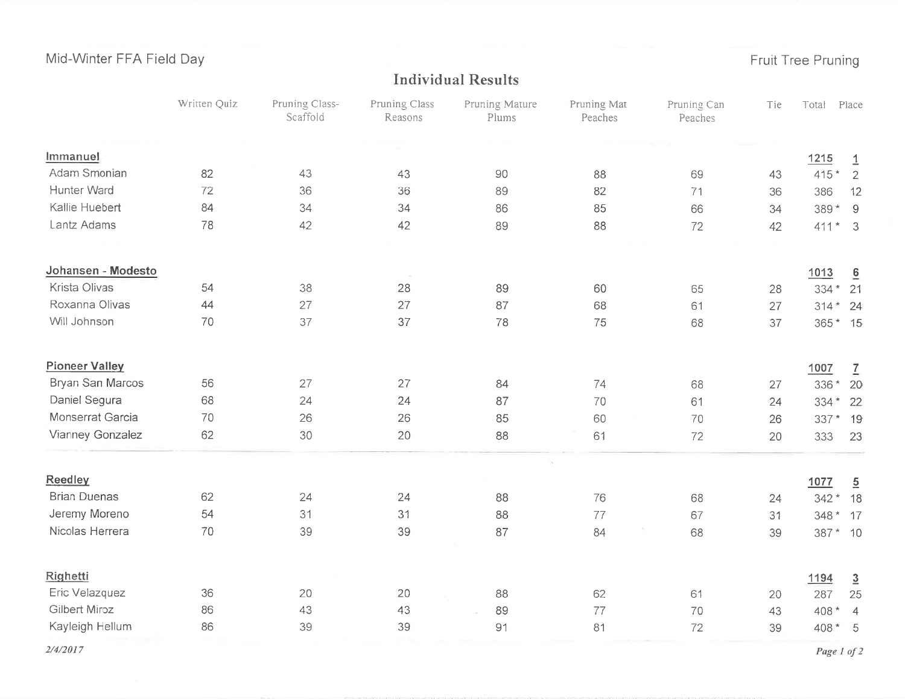Mid-Winter FFA Field Day

Fruit Tree Pruning

## Individual Results

| | Written Quiz | Pruning Class-Scaffold | Pruning Class Reasons | Pruning Mature Plums | Pruning Mat Peaches | Pruning Can Peaches | Tie | Total | Place |
|---|---|---|---|---|---|---|---|---|---|
| **Immanuel** | | | | | | | | **1215** | **1** |
| Adam Smonian | 82 | 43 | 43 | 90 | 88 | 69 | 43 | 415 * | 2 |
| Hunter Ward | 72 | 36 | 36 | 89 | 82 | 71 | 36 | 386 | 12 |
| Kallie Huebert | 84 | 34 | 34 | 86 | 85 | 66 | 34 | 389 * | 9 |
| Lantz Adams | 78 | 42 | 42 | 89 | 88 | 72 | 42 | 411 * | 3 |
| **Johansen - Modesto** | | | | | | | | **1013** | **6** |
| Krista Olivas | 54 | 38 | 28 | 89 | 60 | 65 | 28 | 334 * | 21 |
| Roxanna Olivas | 44 | 27 | 27 | 87 | 68 | 61 | 27 | 314 * | 24 |
| Will Johnson | 70 | 37 | 37 | 78 | 75 | 68 | 37 | 365 * | 15 |
| **Pioneer Valley** | | | | | | | | **1007** | **7** |
| Bryan San Marcos | 56 | 27 | 27 | 84 | 74 | 68 | 27 | 336 * | 20 |
| Daniel Segura | 68 | 24 | 24 | 87 | 70 | 61 | 24 | 334 * | 22 |
| Monserrat Garcia | 70 | 26 | 26 | 85 | 60 | 70 | 26 | 337 * | 19 |
| Vianney Gonzalez | 62 | 30 | 20 | 88 | 61 | 72 | 20 | 333 | 23 |
| **Reedley** | | | | | | | | **1077** | **5** |
| Brian Duenas | 62 | 24 | 24 | 88 | 76 | 68 | 24 | 342 * | 18 |
| Jeremy Moreno | 54 | 31 | 31 | 88 | 77 | 67 | 31 | 348 * | 17 |
| Nicolas Herrera | 70 | 39 | 39 | 87 | 84 | 68 | 39 | 387 * | 10 |
| **Righetti** | | | | | | | | **1194** | **3** |
| Eric Velazquez | 36 | 20 | 20 | 88 | 62 | 61 | 20 | 287 | 25 |
| Gilbert Miroz | 86 | 43 | 43 | 89 | 77 | 70 | 43 | 408 * | 4 |
| Kayleigh Hellum | 86 | 39 | 39 | 91 | 81 | 72 | 39 | 408 * | 5 |

*2/4/2017*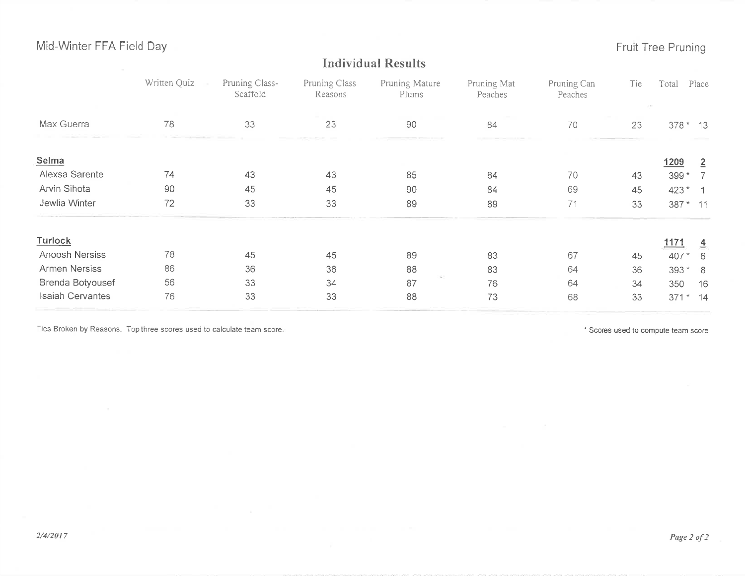Mid-Winter FFA Field Day

Fruit Tree Pruning

## Individual Results

| | Written Quiz | Pruning Class-Scaffold | Pruning Class Reasons | Pruning Mature Plums | Pruning Mat Peaches | Pruning Can Peaches | Tie | Total | Place |
|---|---|---|---|---|---|---|---|---|---|
| Max Guerra | 78 | 33 | 23 | 90 | 84 | 70 | 23 | 378 * | 13 |
| **Selma** | | | | | | | | **1209** | **2** |
| Alexsa Sarente | 74 | 43 | 43 | 85 | 84 | 70 | 43 | 399 * | 7 |
| Arvin Sihota | 90 | 45 | 45 | 90 | 84 | 69 | 45 | 423 * | 1 |
| Jewlia Winter | 72 | 33 | 33 | 89 | 89 | 71 | 33 | 387 * | 11 |
| **Turlock** | | | | | | | | **1171** | **4** |
| Anoosh Nersiss | 78 | 45 | 45 | 89 | 83 | 67 | 45 | 407 * | 6 |
| Armen Nersiss | 86 | 36 | 36 | 88 | 83 | 64 | 36 | 393 * | 8 |
| Brenda Botyousef | 56 | 33 | 34 | 87 | 76 | 64 | 34 | 350 | 16 |
| Isaiah Cervantes | 76 | 33 | 33 | 88 | 73 | 68 | 33 | 371 * | 14 |

Ties Broken by Reasons. Top three scores used to calculate team score.

* Scores used to compute team score

*2/4/2017*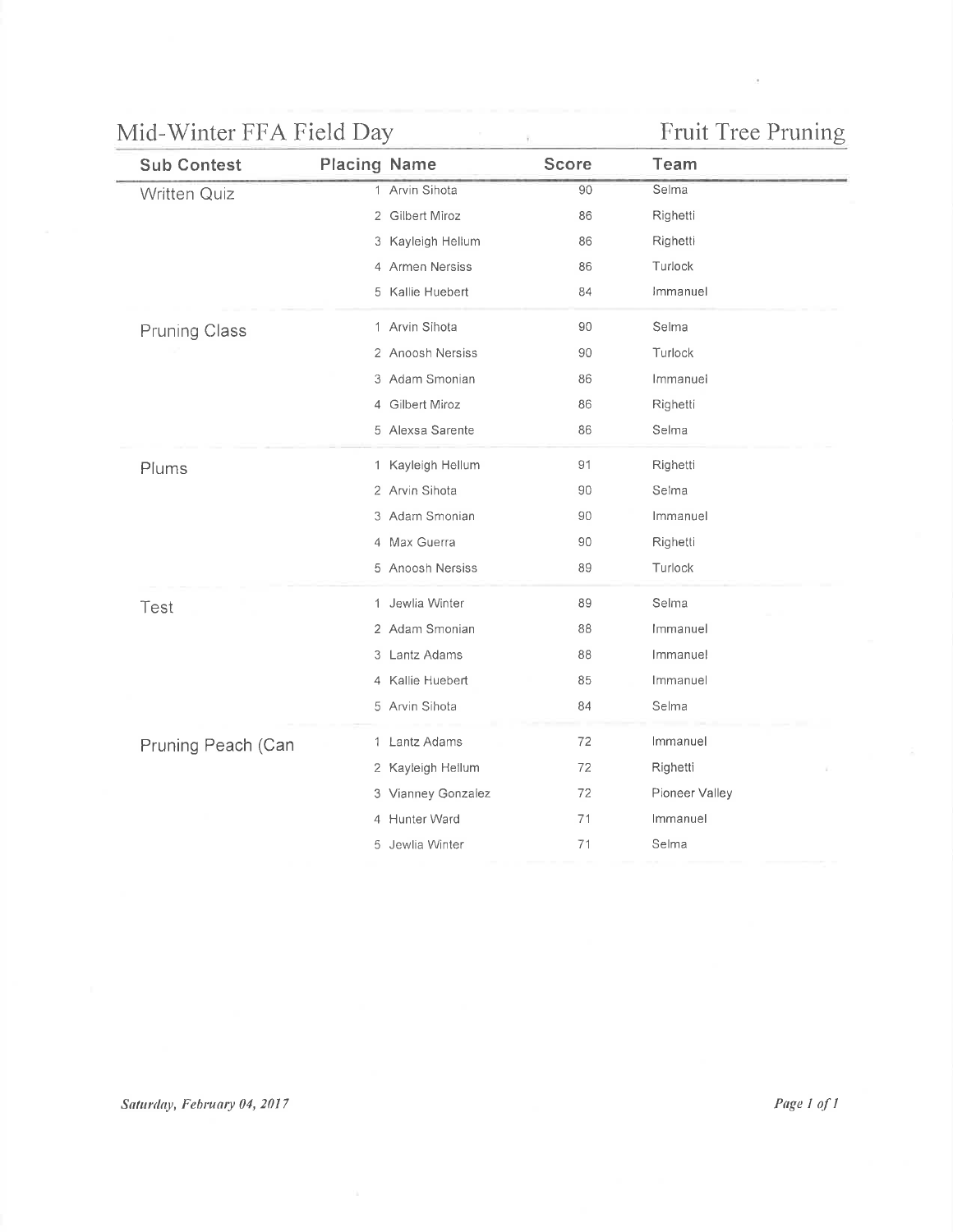# Mid-Winter FFA Field Day

## Fruit Tree Pruning

| Sub Contest | Placing | Name | Score | Team |
|---|---|---|---|---|
| Written Quiz | 1 | Arvin Sihota | 90 | Selma |
| | 2 | Gilbert Miroz | 86 | Righetti |
| | 3 | Kayleigh Hellum | 86 | Righetti |
| | 4 | Armen Nersiss | 86 | Turlock |
| | 5 | Kallie Huebert | 84 | Immanuel |
| Pruning Class | 1 | Arvin Sihota | 90 | Selma |
| | 2 | Anoosh Nersiss | 90 | Turlock |
| | 3 | Adam Smonian | 86 | Immanuel |
| | 4 | Gilbert Miroz | 86 | Righetti |
| | 5 | Alexsa Sarente | 86 | Selma |
| Plums | 1 | Kayleigh Hellum | 91 | Righetti |
| | 2 | Arvin Sihota | 90 | Selma |
| | 3 | Adam Smonian | 90 | Immanuel |
| | 4 | Max Guerra | 90 | Righetti |
| | 5 | Anoosh Nersiss | 89 | Turlock |
| Test | 1 | Jewlia Winter | 89 | Selma |
| | 2 | Adam Smonian | 88 | Immanuel |
| | 3 | Lantz Adams | 88 | Immanuel |
| | 4 | Kallie Huebert | 85 | Immanuel |
| | 5 | Arvin Sihota | 84 | Selma |
| Pruning Peach (Can | 1 | Lantz Adams | 72 | Immanuel |
| | 2 | Kayleigh Hellum | 72 | Righetti |
| | 3 | Vianney Gonzalez | 72 | Pioneer Valley |
| | 4 | Hunter Ward | 71 | Immanuel |
| | 5 | Jewlia Winter | 71 | Selma |

*Saturday, February 04, 2017*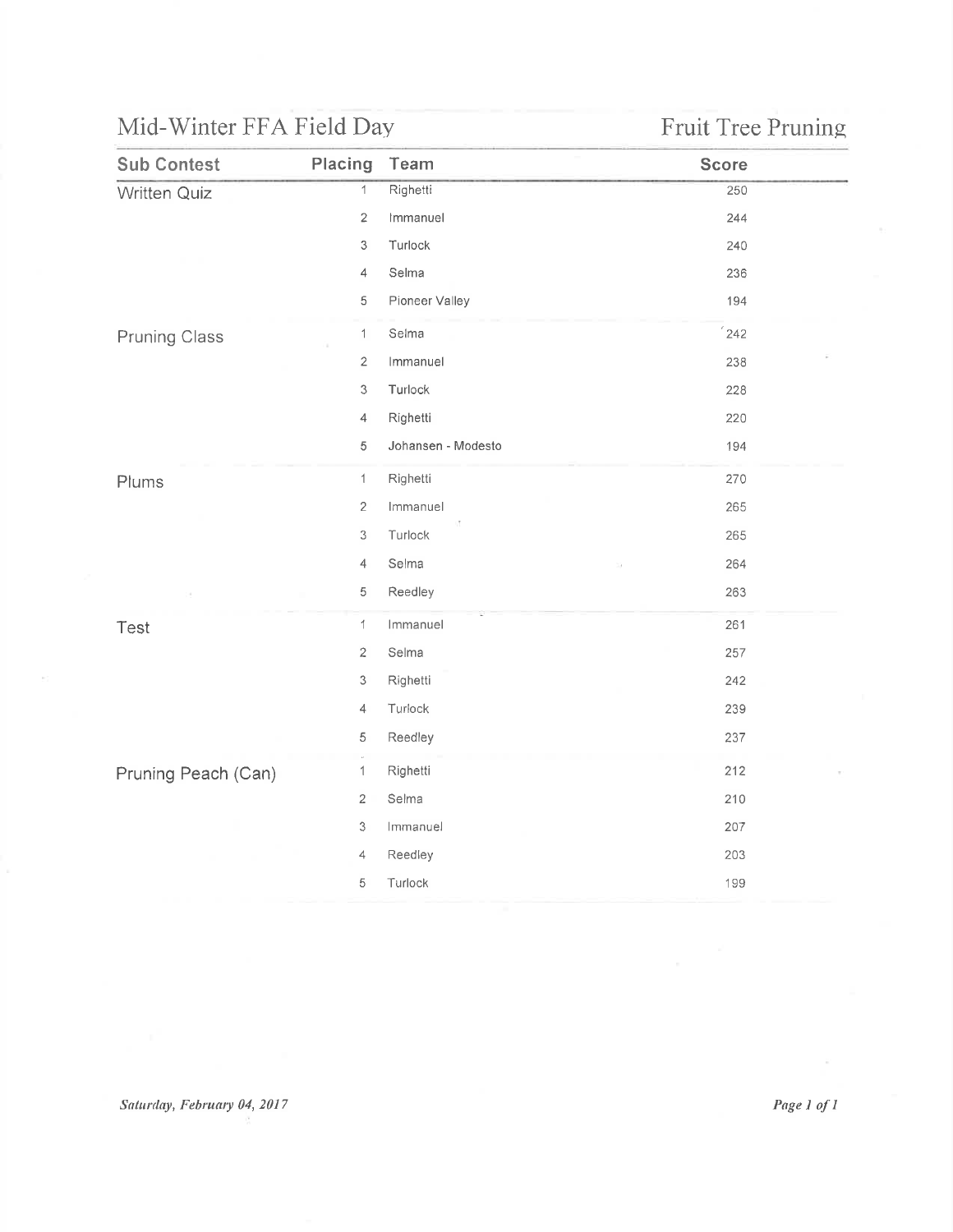# Mid-Winter FFA Field Day

## Fruit Tree Pruning

| Sub Contest | Placing | Team | Score |
|---|---|---|---|
| Written Quiz | 1 | Righetti | 250 |
| | 2 | Immanuel | 244 |
| | 3 | Turlock | 240 |
| | 4 | Selma | 236 |
| | 5 | Pioneer Valley | 194 |
| Pruning Class | 1 | Selma | 242 |
| | 2 | Immanuel | 238 |
| | 3 | Turlock | 228 |
| | 4 | Righetti | 220 |
| | 5 | Johansen - Modesto | 194 |
| Plums | 1 | Righetti | 270 |
| | 2 | Immanuel | 265 |
| | 3 | Turlock | 265 |
| | 4 | Selma | 264 |
| | 5 | Reedley | 263 |
| Test | 1 | Immanuel | 261 |
| | 2 | Selma | 257 |
| | 3 | Righetti | 242 |
| | 4 | Turlock | 239 |
| | 5 | Reedley | 237 |
| Pruning Peach (Can) | 1 | Righetti | 212 |
| | 2 | Selma | 210 |
| | 3 | Immanuel | 207 |
| | 4 | Reedley | 203 |
| | 5 | Turlock | 199 |

*Saturday, February 04, 2017*